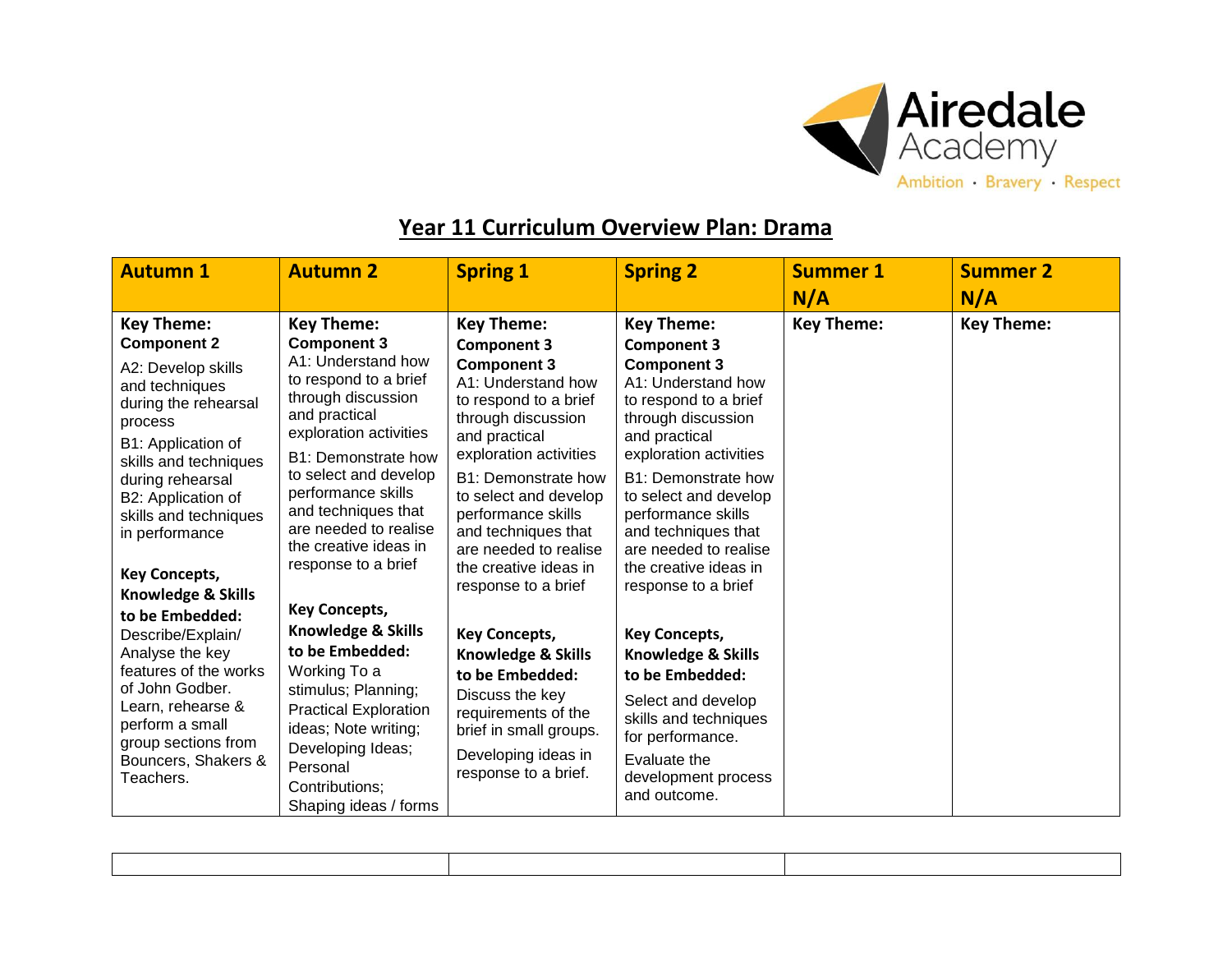Airedale Academy

Ambition · Bravery · Respect

# Year 11 Curriculum Overview Plan: Drama

| Autumn 1 | Autumn 2 | Spring 1 | Spring 2 | Summer 1 N/A | Summer 2 N/A |
|---|---|---|---|---|---|
| **Key Theme:** **Component 2**<br>A2: Develop skills and techniques during the rehearsal process<br>B1: Application of skills and techniques during rehearsal<br>B2: Application of skills and techniques in performance<br><br>**Key Concepts, Knowledge & Skills to be Embedded:**<br>Describe/Explain/ Analyse the key features of the works of John Godber.<br>Learn, rehearse & perform a small group sections from Bouncers, Shakers & Teachers. | **Key Theme:** **Component 3**<br>A1: Understand how to respond to a brief through discussion and practical exploration activities<br>B1: Demonstrate how to select and develop performance skills and techniques that are needed to realise the creative ideas in response to a brief<br><br>**Key Concepts, Knowledge & Skills to be Embedded:**<br>Working To a stimulus; Planning; Practical Exploration ideas; Note writing; Developing Ideas; Personal Contributions; Shaping ideas / forms | **Key Theme:** **Component 3**<br>**Component 3**<br>A1: Understand how to respond to a brief through discussion and practical exploration activities<br>B1: Demonstrate how to select and develop performance skills and techniques that are needed to realise the creative ideas in response to a brief<br><br>**Key Concepts, Knowledge & Skills to be Embedded:**<br>Discuss the key requirements of the brief in small groups.<br>Developing ideas in response to a brief. | **Key Theme:** **Component 3**<br>**Component 3**<br>A1: Understand how to respond to a brief through discussion and practical exploration activities<br>B1: Demonstrate how to select and develop performance skills and techniques that are needed to realise the creative ideas in response to a brief<br><br>**Key Concepts, Knowledge & Skills to be Embedded:**<br>Select and develop skills and techniques for performance.<br>Evaluate the development process and outcome. | **Key Theme:** | **Key Theme:** |

| | | |
|---|---|---|
| | | |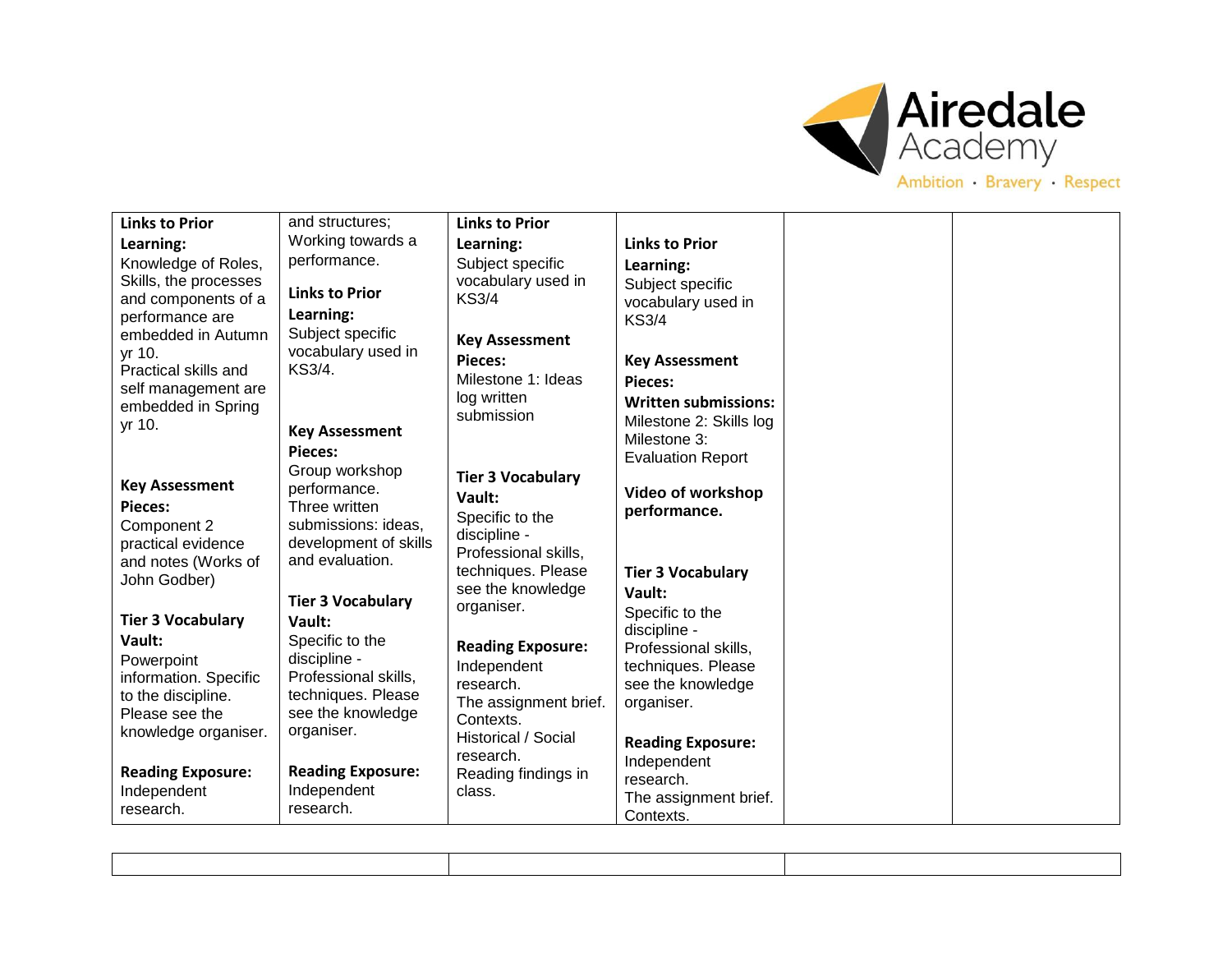| Links to Prior Learning:<br>Knowledge of Roles, Skills, the processes and components of a performance are embedded in Autumn yr 10.<br>Practical skills and self management are embedded in Spring yr 10.<br><br>**Key Assessment Pieces:**<br>Component 2 practical evidence and notes (Works of John Godber)<br><br>**Tier 3 Vocabulary Vault:**<br>Powerpoint information. Specific to the discipline. Please see the knowledge organiser.<br><br>**Reading Exposure:**<br>Independent research. | and structures; Working towards a performance.<br><br>**Links to Prior Learning:**<br>Subject specific vocabulary used in KS3/4.<br><br>**Key Assessment Pieces:**<br>Group workshop performance.<br>Three written submissions: ideas, development of skills and evaluation.<br><br>**Tier 3 Vocabulary Vault:**<br>Specific to the discipline - Professional skills, techniques. Please see the knowledge organiser.<br><br>**Reading Exposure:**<br>Independent research. | **Links to Prior Learning:**<br>Subject specific vocabulary used in KS3/4<br><br>**Key Assessment Pieces:**<br>Milestone 1: Ideas log written submission<br><br>**Tier 3 Vocabulary Vault:**<br>Specific to the discipline - Professional skills, techniques. Please see the knowledge organiser.<br><br>**Reading Exposure:**<br>Independent research.<br>The assignment brief.<br>Contexts.<br>Historical / Social research.<br>Reading findings in class. | **Links to Prior Learning:**<br>Subject specific vocabulary used in KS3/4<br><br>**Key Assessment Pieces:**<br>**Written submissions:**<br>Milestone 2: Skills log<br>Milestone 3: Evaluation Report<br><br>**Video of workshop performance.**<br><br>**Tier 3 Vocabulary Vault:**<br>Specific to the discipline - Professional skills, techniques. Please see the knowledge organiser.<br><br>**Reading Exposure:**<br>Independent research.<br>The assignment brief.<br>Contexts. | | |
|---|---|---|---|---|---|

| | | |
|---|---|---|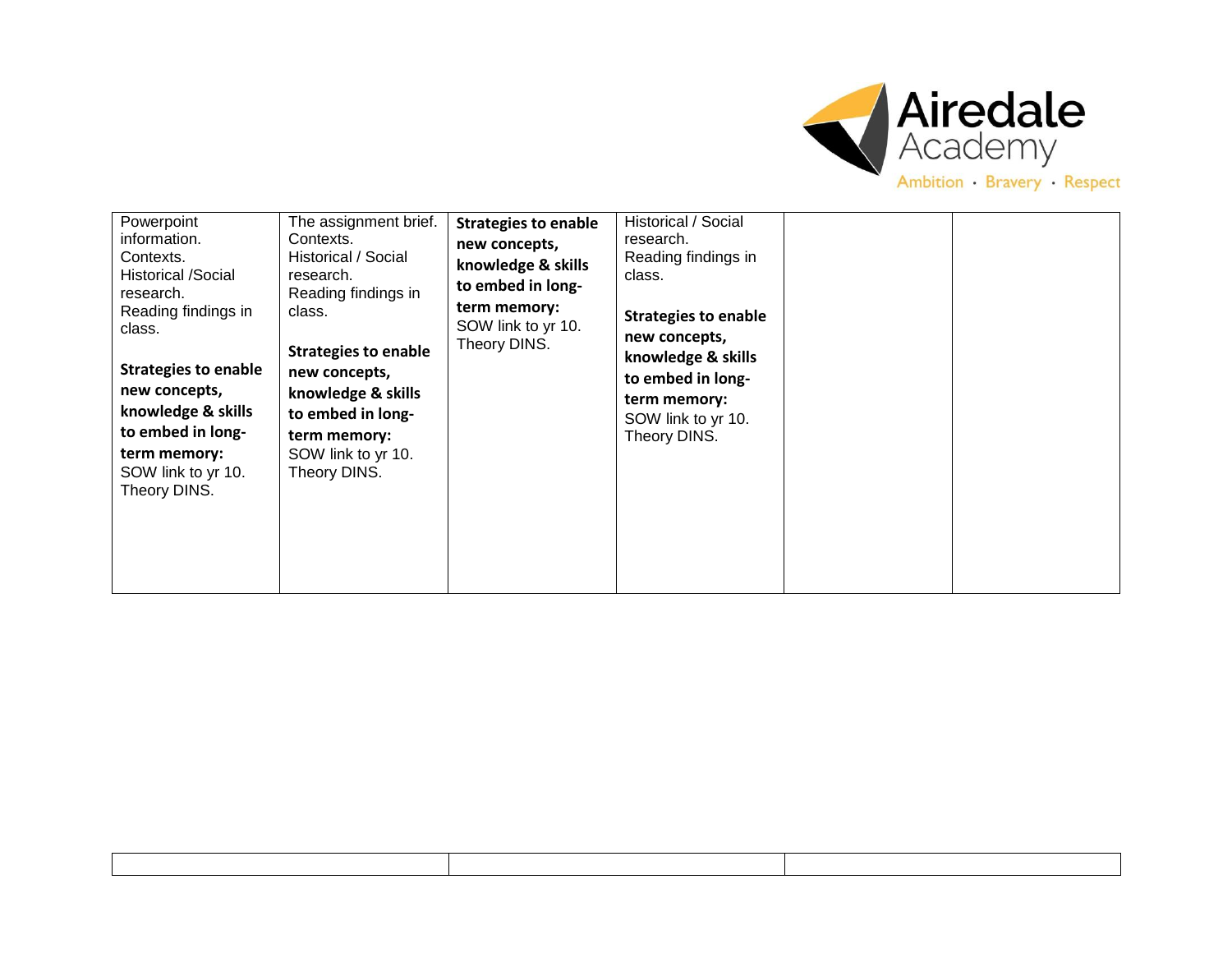| | | | | | |
|---|---|---|---|---|---|
| Powerpoint information.<br>Contexts.<br>Historical /Social research.<br>Reading findings in class.<br><br>**Strategies to enable new concepts, knowledge & skills to embed in long-term memory:**<br>SOW link to yr 10.<br>Theory DINS. | The assignment brief.<br>Contexts.<br>Historical / Social research.<br>Reading findings in class.<br><br>**Strategies to enable new concepts, knowledge & skills to embed in long-term memory:**<br>SOW link to yr 10.<br>Theory DINS. | **Strategies to enable new concepts, knowledge & skills to embed in long-term memory:**<br>SOW link to yr 10.<br>Theory DINS. | Historical / Social research.<br>Reading findings in class.<br><br>**Strategies to enable new concepts, knowledge & skills to embed in long-term memory:**<br>SOW link to yr 10.<br>Theory DINS. | | |

| | | |
|---|---|---|
| | | |